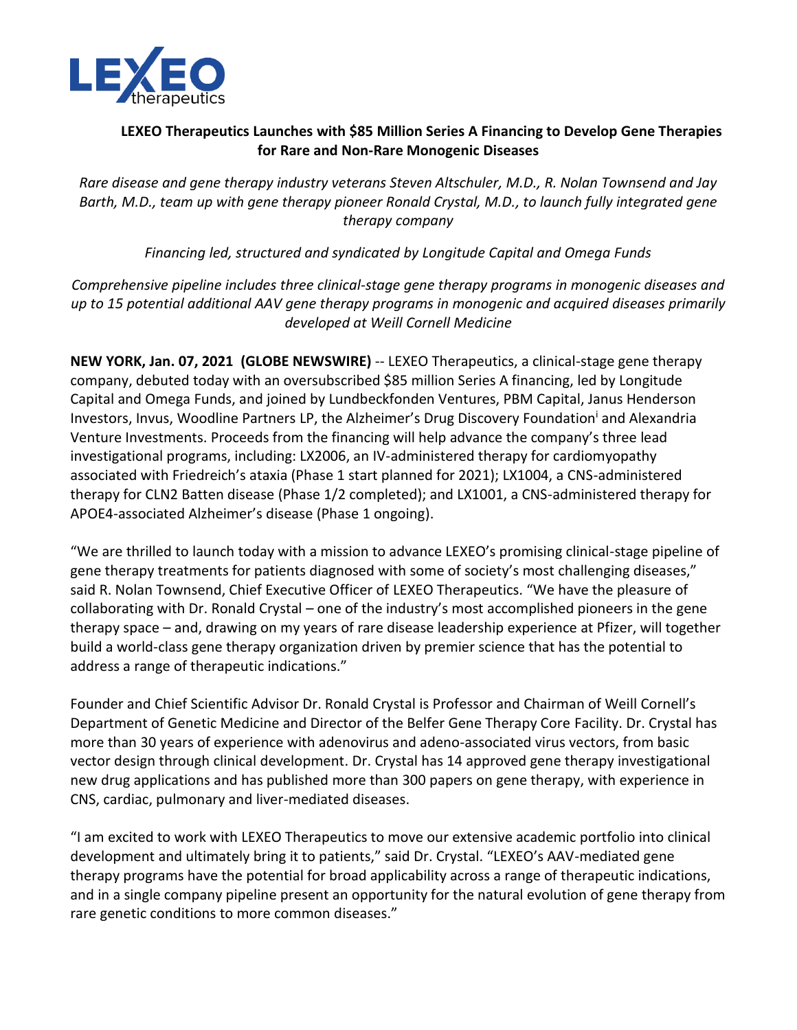# LEXEO Therapeutics Launches with $85 Million Series A Financing to Develop Gene Therapies for Rare and Non-Rare Monogenic Diseases

*Rare disease and gene therapy industry veterans Steven Altschuler, M.D., R. Nolan Townsend and Jay Barth, M.D., team up with gene therapy pioneer Ronald Crystal, M.D., to launch fully integrated gene therapy company*

*Financing led, structured and syndicated by Longitude Capital and Omega Funds*

*Comprehensive pipeline includes three clinical-stage gene therapy programs in monogenic diseases and up to 15 potential additional AAV gene therapy programs in monogenic and acquired diseases primarily developed at Weill Cornell Medicine*

**NEW YORK, Jan. 07, 2021 (GLOBE NEWSWIRE)** -- LEXEO Therapeutics, a clinical-stage gene therapy company, debuted today with an oversubscribed $85 million Series A financing, led by Longitude Capital and Omega Funds, and joined by Lundbeckfonden Ventures, PBM Capital, Janus Henderson Investors, Invus, Woodline Partners LP, the Alzheimer's Drug Discovery Foundation[i] and Alexandria Venture Investments. Proceeds from the financing will help advance the company's three lead investigational programs, including: LX2006, an IV-administered therapy for cardiomyopathy associated with Friedreich's ataxia (Phase 1 start planned for 2021); LX1004, a CNS-administered therapy for CLN2 Batten disease (Phase 1/2 completed); and LX1001, a CNS-administered therapy for APOE4-associated Alzheimer's disease (Phase 1 ongoing).

"We are thrilled to launch today with a mission to advance LEXEO's promising clinical-stage pipeline of gene therapy treatments for patients diagnosed with some of society's most challenging diseases," said R. Nolan Townsend, Chief Executive Officer of LEXEO Therapeutics. "We have the pleasure of collaborating with Dr. Ronald Crystal – one of the industry's most accomplished pioneers in the gene therapy space – and, drawing on my years of rare disease leadership experience at Pfizer, will together build a world-class gene therapy organization driven by premier science that has the potential to address a range of therapeutic indications."

Founder and Chief Scientific Advisor Dr. Ronald Crystal is Professor and Chairman of Weill Cornell's Department of Genetic Medicine and Director of the Belfer Gene Therapy Core Facility. Dr. Crystal has more than 30 years of experience with adenovirus and adeno-associated virus vectors, from basic vector design through clinical development. Dr. Crystal has 14 approved gene therapy investigational new drug applications and has published more than 300 papers on gene therapy, with experience in CNS, cardiac, pulmonary and liver-mediated diseases.

"I am excited to work with LEXEO Therapeutics to move our extensive academic portfolio into clinical development and ultimately bring it to patients," said Dr. Crystal. "LEXEO's AAV-mediated gene therapy programs have the potential for broad applicability across a range of therapeutic indications, and in a single company pipeline present an opportunity for the natural evolution of gene therapy from rare genetic conditions to more common diseases."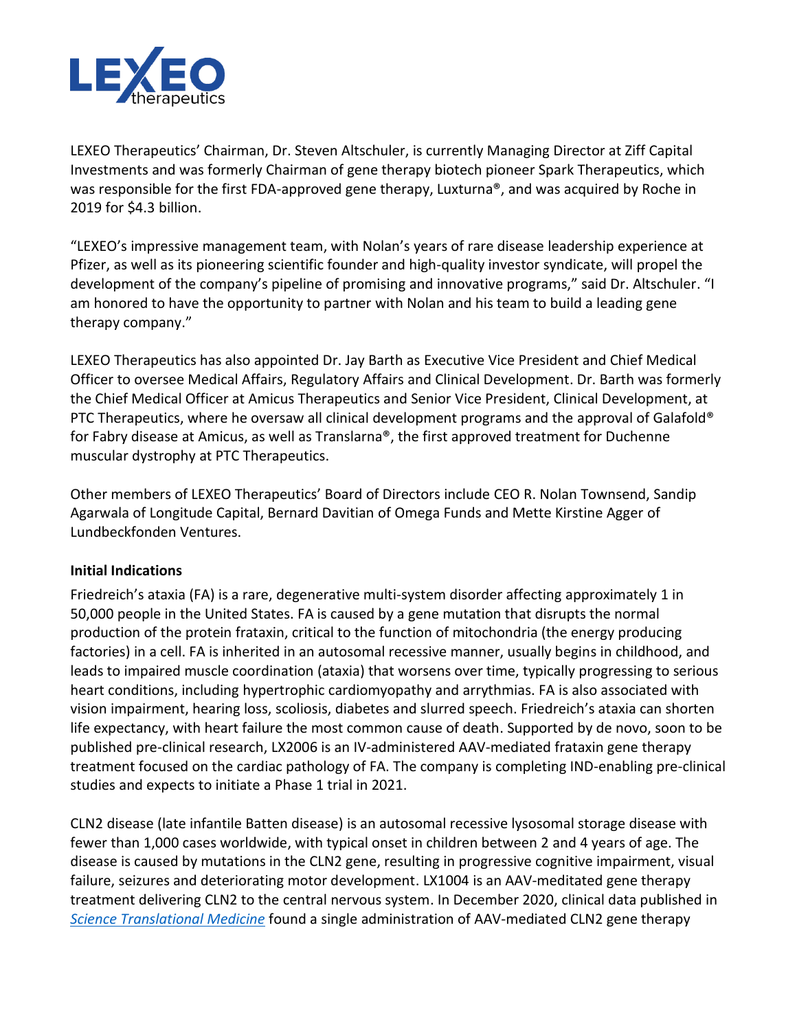LEXEO Therapeutics' Chairman, Dr. Steven Altschuler, is currently Managing Director at Ziff Capital Investments and was formerly Chairman of gene therapy biotech pioneer Spark Therapeutics, which was responsible for the first FDA-approved gene therapy, Luxturna®, and was acquired by Roche in 2019 for $4.3 billion.

"LEXEO's impressive management team, with Nolan's years of rare disease leadership experience at Pfizer, as well as its pioneering scientific founder and high-quality investor syndicate, will propel the development of the company's pipeline of promising and innovative programs," said Dr. Altschuler. "I am honored to have the opportunity to partner with Nolan and his team to build a leading gene therapy company."

LEXEO Therapeutics has also appointed Dr. Jay Barth as Executive Vice President and Chief Medical Officer to oversee Medical Affairs, Regulatory Affairs and Clinical Development. Dr. Barth was formerly the Chief Medical Officer at Amicus Therapeutics and Senior Vice President, Clinical Development, at PTC Therapeutics, where he oversaw all clinical development programs and the approval of Galafold® for Fabry disease at Amicus, as well as Translarna®, the first approved treatment for Duchenne muscular dystrophy at PTC Therapeutics.

Other members of LEXEO Therapeutics' Board of Directors include CEO R. Nolan Townsend, Sandip Agarwala of Longitude Capital, Bernard Davitian of Omega Funds and Mette Kirstine Agger of Lundbeckfonden Ventures.

**Initial Indications**

Friedreich's ataxia (FA) is a rare, degenerative multi-system disorder affecting approximately 1 in 50,000 people in the United States. FA is caused by a gene mutation that disrupts the normal production of the protein frataxin, critical to the function of mitochondria (the energy producing factories) in a cell. FA is inherited in an autosomal recessive manner, usually begins in childhood, and leads to impaired muscle coordination (ataxia) that worsens over time, typically progressing to serious heart conditions, including hypertrophic cardiomyopathy and arrythmias. FA is also associated with vision impairment, hearing loss, scoliosis, diabetes and slurred speech. Friedreich's ataxia can shorten life expectancy, with heart failure the most common cause of death. Supported by de novo, soon to be published pre-clinical research, LX2006 is an IV-administered AAV-mediated frataxin gene therapy treatment focused on the cardiac pathology of FA. The company is completing IND-enabling pre-clinical studies and expects to initiate a Phase 1 trial in 2021.

CLN2 disease (late infantile Batten disease) is an autosomal recessive lysosomal storage disease with fewer than 1,000 cases worldwide, with typical onset in children between 2 and 4 years of age. The disease is caused by mutations in the CLN2 gene, resulting in progressive cognitive impairment, visual failure, seizures and deteriorating motor development. LX1004 is an AAV-meditated gene therapy treatment delivering CLN2 to the central nervous system. In December 2020, clinical data published in *Science Translational Medicine* found a single administration of AAV-mediated CLN2 gene therapy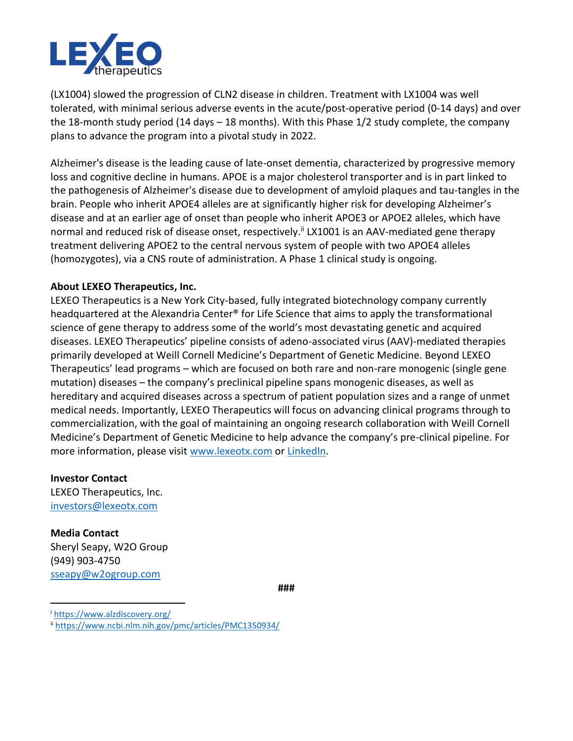(LX1004) slowed the progression of CLN2 disease in children. Treatment with LX1004 was well tolerated, with minimal serious adverse events in the acute/post-operative period (0-14 days) and over the 18-month study period (14 days – 18 months). With this Phase 1/2 study complete, the company plans to advance the program into a pivotal study in 2022.

Alzheimer's disease is the leading cause of late-onset dementia, characterized by progressive memory loss and cognitive decline in humans. APOE is a major cholesterol transporter and is in part linked to the pathogenesis of Alzheimer's disease due to development of amyloid plaques and tau-tangles in the brain. People who inherit APOE4 alleles are at significantly higher risk for developing Alzheimer's disease and at an earlier age of onset than people who inherit APOE3 or APOE2 alleles, which have normal and reduced risk of disease onset, respectively.[ii] LX1001 is an AAV-mediated gene therapy treatment delivering APOE2 to the central nervous system of people with two APOE4 alleles (homozygotes), via a CNS route of administration. A Phase 1 clinical study is ongoing.

**About LEXEO Therapeutics, Inc.**

LEXEO Therapeutics is a New York City-based, fully integrated biotechnology company currently headquartered at the Alexandria Center® for Life Science that aims to apply the transformational science of gene therapy to address some of the world's most devastating genetic and acquired diseases. LEXEO Therapeutics' pipeline consists of adeno-associated virus (AAV)-mediated therapies primarily developed at Weill Cornell Medicine's Department of Genetic Medicine. Beyond LEXEO Therapeutics' lead programs – which are focused on both rare and non-rare monogenic (single gene mutation) diseases – the company's preclinical pipeline spans monogenic diseases, as well as hereditary and acquired diseases across a spectrum of patient population sizes and a range of unmet medical needs. Importantly, LEXEO Therapeutics will focus on advancing clinical programs through to commercialization, with the goal of maintaining an ongoing research collaboration with Weill Cornell Medicine's Department of Genetic Medicine to help advance the company's pre-clinical pipeline. For more information, please visit www.lexeotx.com or LinkedIn.

**Investor Contact**
LEXEO Therapeutics, Inc.
investors@lexeotx.com

**Media Contact**
Sheryl Seapy, W2O Group
(949) 903-4750
sseapy@w2ogroup.com

###

[i] https://www.alzdiscovery.org/

[ii] https://www.ncbi.nlm.nih.gov/pmc/articles/PMC1350934/